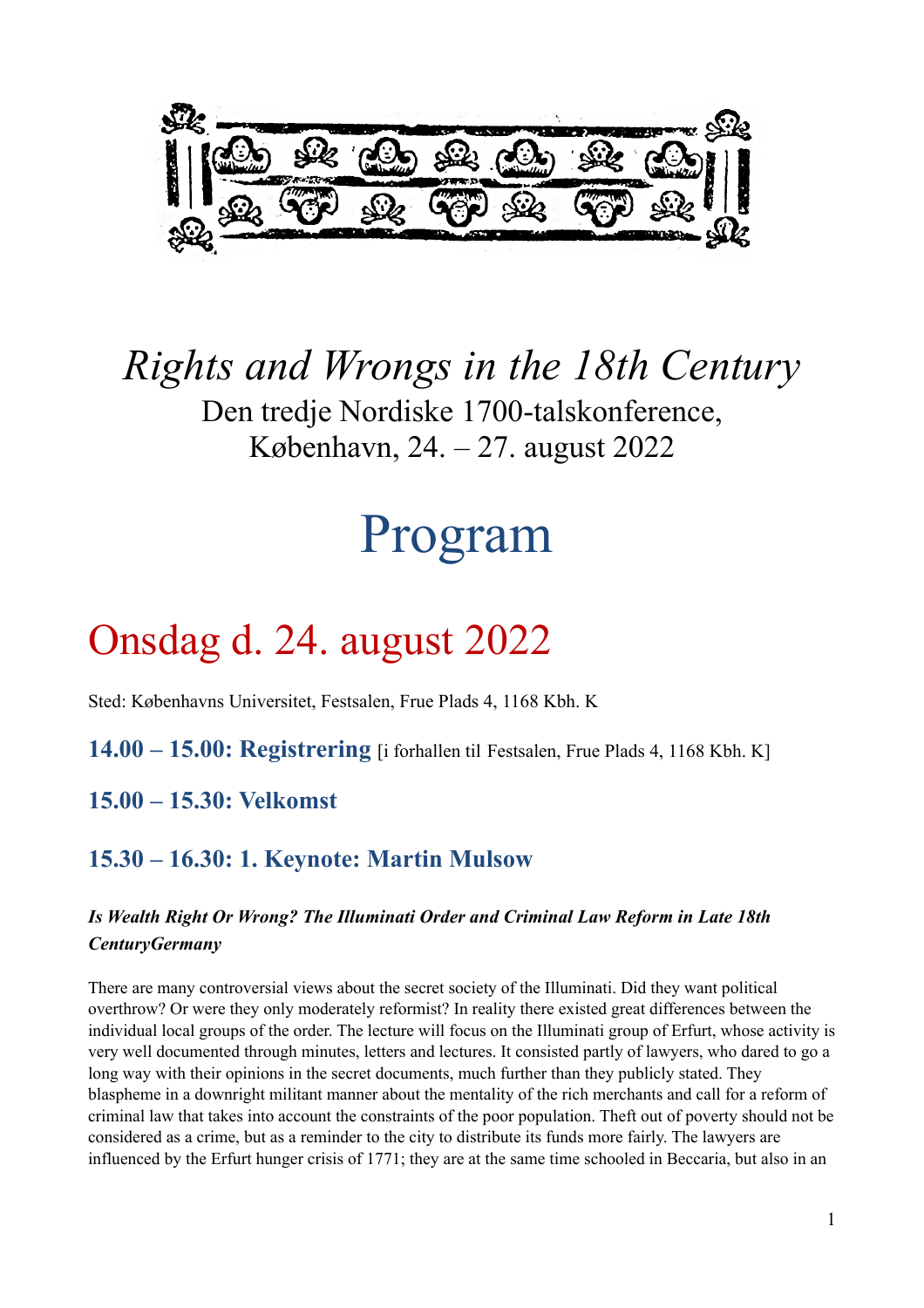# *Rights and Wrongs in the 18th Century*

Den tredje Nordiske 1700-talskonference,
København, 24. – 27. august 2022

# Program

## Onsdag d. 24. august 2022

Sted: Københavns Universitet, Festsalen, Frue Plads 4, 1168 Kbh. K

### **14.00 – 15.00: Registrering** [i forhallen til Festsalen, Frue Plads 4, 1168 Kbh. K]

### **15.00 – 15.30: Velkomst**

### **15.30 – 16.30: 1. Keynote: Martin Mulsow**

***Is Wealth Right Or Wrong? The Illuminati Order and Criminal Law Reform in Late 18th CenturyGermany***

There are many controversial views about the secret society of the Illuminati. Did they want political overthrow? Or were they only moderately reformist? In reality there existed great differences between the individual local groups of the order. The lecture will focus on the Illuminati group of Erfurt, whose activity is very well documented through minutes, letters and lectures. It consisted partly of lawyers, who dared to go a long way with their opinions in the secret documents, much further than they publicly stated. They blaspheme in a downright militant manner about the mentality of the rich merchants and call for a reform of criminal law that takes into account the constraints of the poor population. Theft out of poverty should not be considered as a crime, but as a reminder to the city to distribute its funds more fairly. The lawyers are influenced by the Erfurt hunger crisis of 1771; they are at the same time schooled in Beccaria, but also in an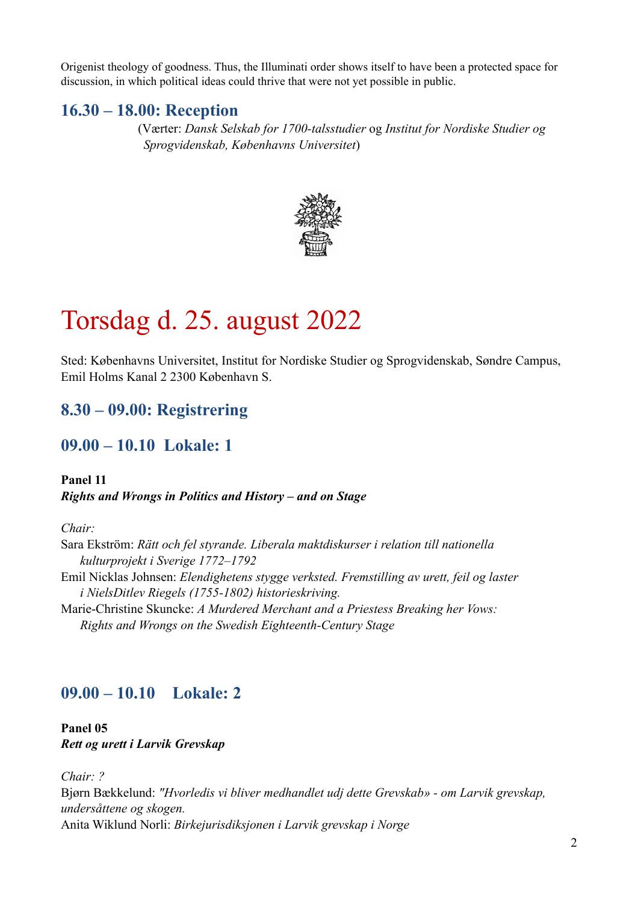Origenist theology of goodness. Thus, the Illuminati order shows itself to have been a protected space for discussion, in which political ideas could thrive that were not yet possible in public.

## 16.30 – 18.00: Reception

(Værter: *Dansk Selskab for 1700-talsstudier* og *Institut for Nordiske Studier og Sprogvidenskab, Københavns Universitet*)

# Torsdag d. 25. august 2022

Sted: Københavns Universitet, Institut for Nordiske Studier og Sprogvidenskab, Søndre Campus, Emil Holms Kanal 2 2300 København S.

## 8.30 – 09.00: Registrering

## 09.00 – 10.10 Lokale: 1

**Panel 11**
***Rights and Wrongs in Politics and History – and on Stage***

*Chair:*
Sara Ekström: *Rätt och fel styrande. Liberala maktdiskurser i relation till nationella kulturprojekt i Sverige 1772–1792*
Emil Nicklas Johnsen: *Elendighetens stygge verksted. Fremstilling av urett, feil og laster i NielsDitlev Riegels (1755-1802) historieskriving.*
Marie-Christine Skuncke: *A Murdered Merchant and a Priestess Breaking her Vows: Rights and Wrongs on the Swedish Eighteenth-Century Stage*

## 09.00 – 10.10 Lokale: 2

**Panel 05**
***Rett og urett i Larvik Grevskap***

*Chair: ?*
Bjørn Bækkelund: *"Hvorledis vi bliver medhandlet udj dette Grevskab» - om Larvik grevskap, undersåttene og skogen.*
Anita Wiklund Norli: *Birkejurisdiksjonen i Larvik grevskap i Norge*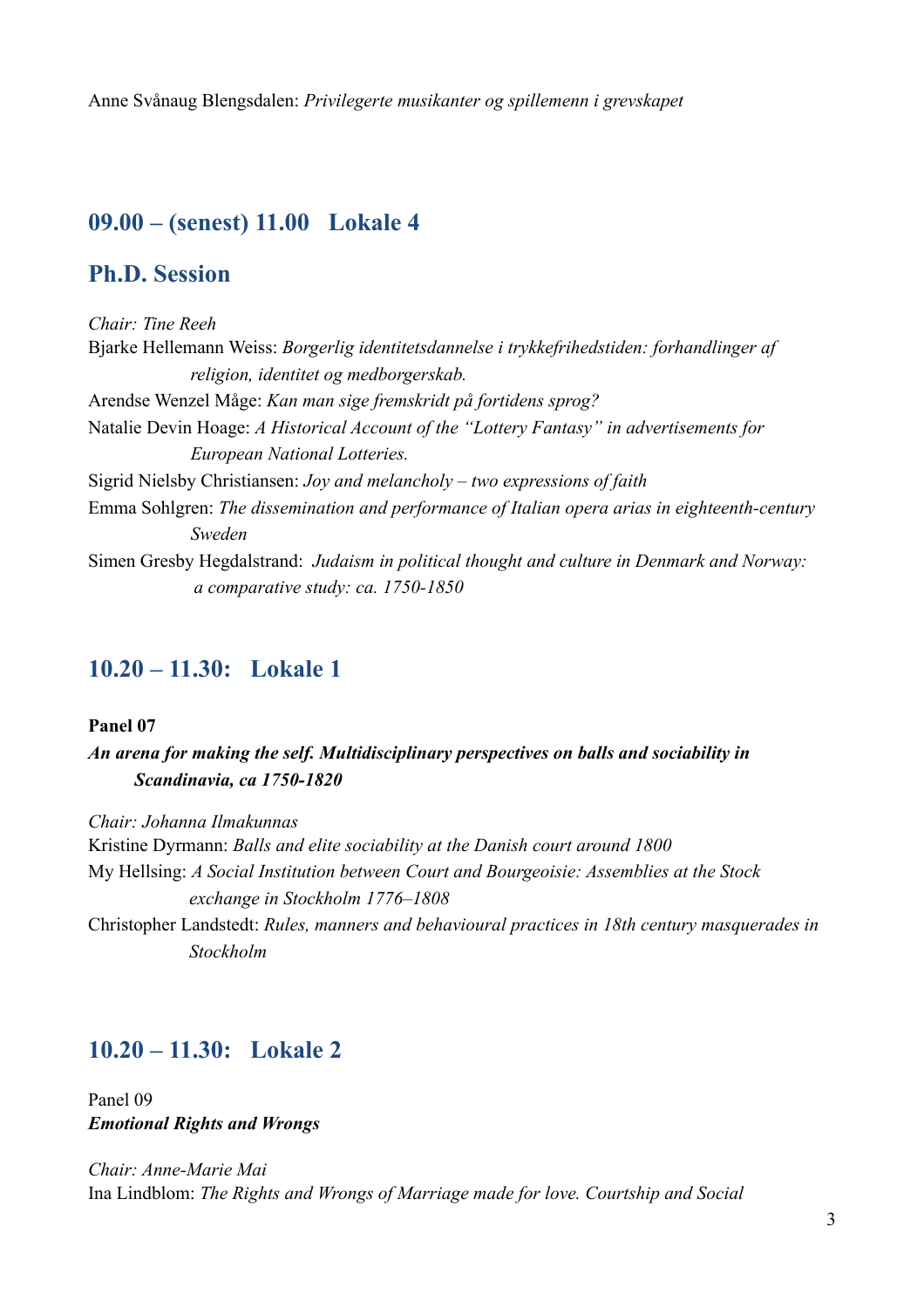Anne Svånaug Blengsdalen: *Privilegerte musikanter og spillemenn i grevskapet*

## 09.00 – (senest) 11.00 Lokale 4

## Ph.D. Session

*Chair: Tine Reeh*

Bjarke Hellemann Weiss: *Borgerlig identitetsdannelse i trykkefrihedstiden: forhandlinger af religion, identitet og medborgerskab.*

Arendse Wenzel Måge: *Kan man sige fremskridt på fortidens sprog?*

Natalie Devin Hoage: *A Historical Account of the "Lottery Fantasy" in advertisements for European National Lotteries.*

Sigrid Nielsby Christiansen: *Joy and melancholy – two expressions of faith*

Emma Sohlgren: *The dissemination and performance of Italian opera arias in eighteenth-century Sweden*

Simen Gresby Hegdalstrand: *Judaism in political thought and culture in Denmark and Norway: a comparative study: ca. 1750-1850*

## 10.20 – 11.30: Lokale 1

**Panel 07**

***An arena for making the self. Multidisciplinary perspectives on balls and sociability in Scandinavia, ca 1750-1820***

*Chair: Johanna Ilmakunnas*

Kristine Dyrmann: *Balls and elite sociability at the Danish court around 1800*

My Hellsing: *A Social Institution between Court and Bourgeoisie: Assemblies at the Stock exchange in Stockholm 1776–1808*

Christopher Landstedt: *Rules, manners and behavioural practices in 18th century masquerades in Stockholm*

## 10.20 – 11.30: Lokale 2

Panel 09

***Emotional Rights and Wrongs***

*Chair: Anne-Marie Mai*

Ina Lindblom: *The Rights and Wrongs of Marriage made for love. Courtship and Social*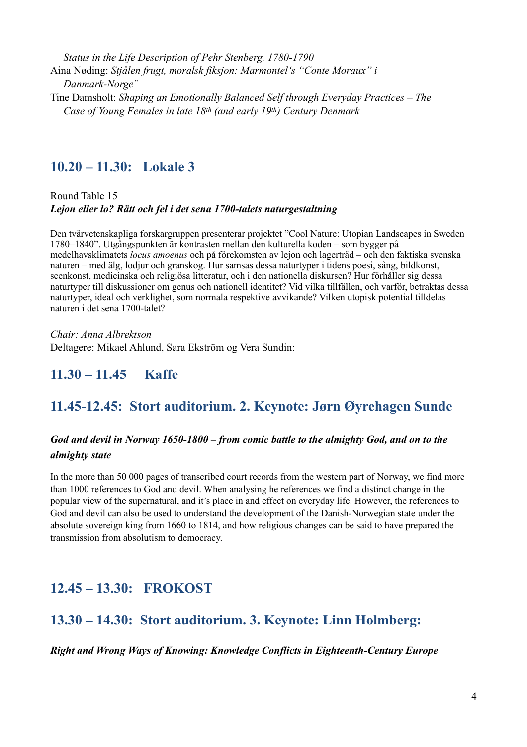*Status in the Life Description of Pehr Stenberg, 1780-1790*

Aina Nøding: *Stjålen frugt, moralsk fiksjon: Marmontel's "Conte Moraux" i Danmark-Norge¨*

Tine Damsholt: *Shaping an Emotionally Balanced Self through Everyday Practices – The Case of Young Females in late 18th (and early 19th) Century Denmark*

## 10.20 – 11.30: Lokale 3

Round Table 15

***Lejon eller lo? Rätt och fel i det sena 1700-talets naturgestaltning***

Den tvärvetenskapliga forskargruppen presenterar projektet "Cool Nature: Utopian Landscapes in Sweden 1780–1840". Utgångspunkten är kontrasten mellan den kulturella koden – som bygger på medelhavsklimatets *locus amoenus* och på förekomsten av lejon och lagerträd – och den faktiska svenska naturen – med älg, lodjur och granskog. Hur samsas dessa naturtyper i tidens poesi, sång, bildkonst, scenkonst, medicinska och religiösa litteratur, och i den nationella diskursen? Hur förhåller sig dessa naturtyper till diskussioner om genus och nationell identitet? Vid vilka tillfällen, och varför, betraktas dessa naturtyper, ideal och verklighet, som normala respektive avvikande? Vilken utopisk potential tilldelas naturen i det sena 1700-talet?

*Chair: Anna Albrektson*

Deltagere: Mikael Ahlund, Sara Ekström og Vera Sundin:

## 11.30 – 11.45 Kaffe

## 11.45-12.45: Stort auditorium. 2. Keynote: Jørn Øyrehagen Sunde

***God and devil in Norway 1650-1800 – from comic battle to the almighty God, and on to the almighty state***

In the more than 50 000 pages of transcribed court records from the western part of Norway, we find more than 1000 references to God and devil. When analysing he references we find a distinct change in the popular view of the supernatural, and it's place in and effect on everyday life. However, the references to God and devil can also be used to understand the development of the Danish-Norwegian state under the absolute sovereign king from 1660 to 1814, and how religious changes can be said to have prepared the transmission from absolutism to democracy.

## 12.45 – 13.30: FROKOST

## 13.30 – 14.30: Stort auditorium. 3. Keynote: Linn Holmberg:

***Right and Wrong Ways of Knowing: Knowledge Conflicts in Eighteenth-Century Europe***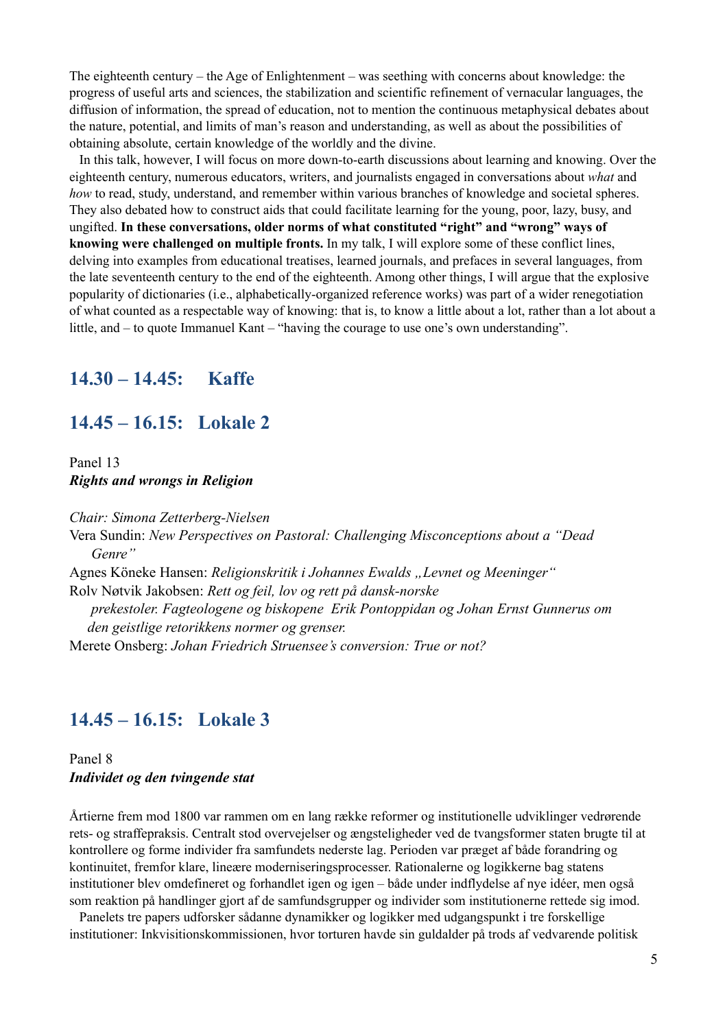The eighteenth century – the Age of Enlightenment – was seething with concerns about knowledge: the progress of useful arts and sciences, the stabilization and scientific refinement of vernacular languages, the diffusion of information, the spread of education, not to mention the continuous metaphysical debates about the nature, potential, and limits of man's reason and understanding, as well as about the possibilities of obtaining absolute, certain knowledge of the worldly and the divine.

In this talk, however, I will focus on more down-to-earth discussions about learning and knowing. Over the eighteenth century, numerous educators, writers, and journalists engaged in conversations about *what* and *how* to read, study, understand, and remember within various branches of knowledge and societal spheres. They also debated how to construct aids that could facilitate learning for the young, poor, lazy, busy, and ungifted. **In these conversations, older norms of what constituted "right" and "wrong" ways of knowing were challenged on multiple fronts.** In my talk, I will explore some of these conflict lines, delving into examples from educational treatises, learned journals, and prefaces in several languages, from the late seventeenth century to the end of the eighteenth. Among other things, I will argue that the explosive popularity of dictionaries (i.e., alphabetically-organized reference works) was part of a wider renegotiation of what counted as a respectable way of knowing: that is, to know a little about a lot, rather than a lot about a little, and – to quote Immanuel Kant – "having the courage to use one's own understanding".

## 14.30 – 14.45: Kaffe

## 14.45 – 16.15: Lokale 2

Panel 13
***Rights and wrongs in Religion***

*Chair: Simona Zetterberg-Nielsen*

Vera Sundin: *New Perspectives on Pastoral: Challenging Misconceptions about a "Dead Genre"*

Agnes Köneke Hansen: *Religionskritik i Johannes Ewalds „Levnet og Meeninger"*

Rolv Nøtvik Jakobsen: *Rett og feil, lov og rett på dansk-norske prekestoler. Fagteologene og biskopene Erik Pontoppidan og Johan Ernst Gunnerus om den geistlige retorikkens normer og grenser.*

Merete Onsberg: *Johan Friedrich Struensee's conversion: True or not?*

## 14.45 – 16.15: Lokale 3

Panel 8
***Individet og den tvingende stat***

Årtierne frem mod 1800 var rammen om en lang række reformer og institutionelle udviklinger vedrørende rets- og straffepraksis. Centralt stod overvejelser og ængsteligheder ved de tvangsformer staten brugte til at kontrollere og forme individer fra samfundets nederste lag. Perioden var præget af både forandring og kontinuitet, fremfor klare, lineære moderniseringsprocesser. Rationalerne og logikkerne bag statens institutioner blev omdefineret og forhandlet igen og igen – både under indflydelse af nye idéer, men også som reaktion på handlinger gjort af de samfundsgrupper og individer som institutionerne rettede sig imod.

Panelets tre papers udforsker sådanne dynamikker og logikker med udgangspunkt i tre forskellige institutioner: Inkvisitionskommissionen, hvor torturen havde sin guldalder på trods af vedvarende politisk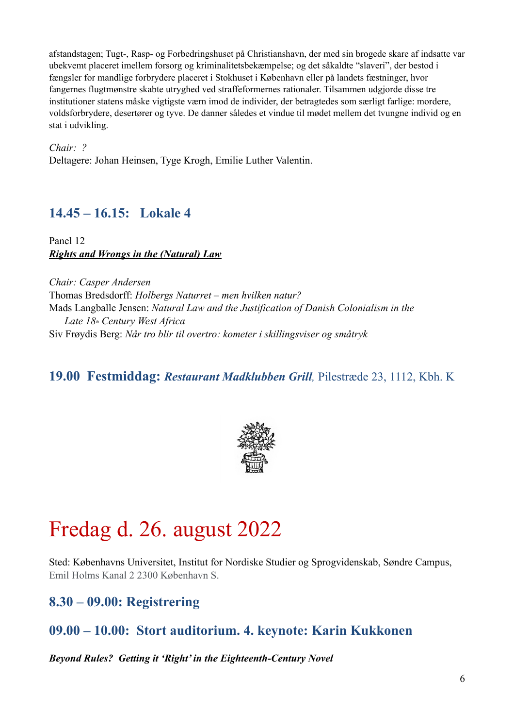afstandstagen; Tugt-, Rasp- og Forbedringshuset på Christianshavn, der med sin brogede skare af indsatte var ubekvemt placeret imellem forsorg og kriminalitetsbekæmpelse; og det såkaldte "slaveri", der bestod i fængsler for mandlige forbrydere placeret i Stokhuset i København eller på landets fæstninger, hvor fangernes flugtmønstre skabte utryghed ved straffeformernes rationaler. Tilsammen udgjorde disse tre institutioner statens måske vigtigste værn imod de individer, der betragtedes som særligt farlige: mordere, voldsforbrydere, desertører og tyve. De danner således et vindue til mødet mellem det tvungne individ og en stat i udvikling.

*Chair: ?*
Deltagere: Johan Heinsen, Tyge Krogh, Emilie Luther Valentin.

### 14.45 – 16.15: Lokale 4

Panel 12
***Rights and Wrongs in the (Natural) Law***

*Chair: Casper Andersen*
Thomas Bredsdorff: *Holbergs Naturret – men hvilken natur?*
Mads Langballe Jensen: *Natural Law and the Justification of Danish Colonialism in the Late 18th Century West Africa*
Siv Frøydis Berg: *Når tro blir til overtro: kometer i skillingsviser og småtryk*

### 19.00 Festmiddag: ***Restaurant Madklubben Grill***, Pilestræde 23, 1112, Kbh. K

# Fredag d. 26. august 2022

Sted: Københavns Universitet, Institut for Nordiske Studier og Sprogvidenskab, Søndre Campus, Emil Holms Kanal 2 2300 København S.

### 8.30 – 09.00: Registrering

### 09.00 – 10.00: Stort auditorium. 4. keynote: Karin Kukkonen

***Beyond Rules? Getting it 'Right' in the Eighteenth-Century Novel***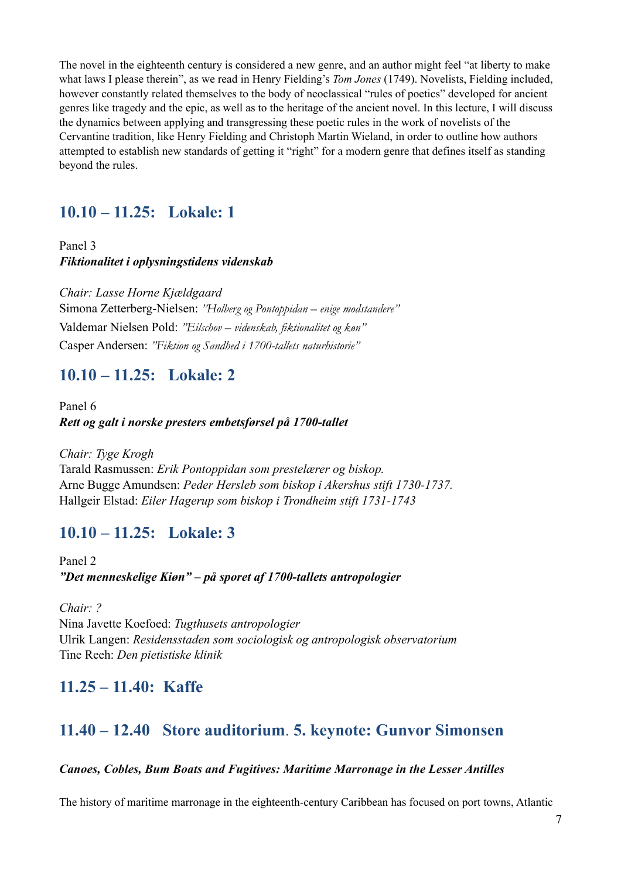The novel in the eighteenth century is considered a new genre, and an author might feel "at liberty to make what laws I please therein", as we read in Henry Fielding's *Tom Jones* (1749). Novelists, Fielding included, however constantly related themselves to the body of neoclassical "rules of poetics" developed for ancient genres like tragedy and the epic, as well as to the heritage of the ancient novel. In this lecture, I will discuss the dynamics between applying and transgressing these poetic rules in the work of novelists of the Cervantine tradition, like Henry Fielding and Christoph Martin Wieland, in order to outline how authors attempted to establish new standards of getting it "right" for a modern genre that defines itself as standing beyond the rules.

## 10.10 – 11.25: Lokale: 1

Panel 3
***Fiktionalitet i oplysningstidens videnskab***

*Chair: Lasse Horne Kjældgaard*
Simona Zetterberg-Nielsen: *"Holberg og Pontoppidan – enige modstandere"*
Valdemar Nielsen Pold: *"Eilschov – videnskab, fiktionalitet og køn"*
Casper Andersen: *"Fiktion og Sandhed i 1700-tallets naturhistorie"*

## 10.10 – 11.25: Lokale: 2

Panel 6
***Rett og galt i norske presters embetsførsel på 1700-tallet***

*Chair: Tyge Krogh*
Tarald Rasmussen: *Erik Pontoppidan som prestelærer og biskop.*
Arne Bugge Amundsen: *Peder Hersleb som biskop i Akershus stift 1730-1737.*
Hallgeir Elstad: *Eiler Hagerup som biskop i Trondheim stift 1731-1743*

## 10.10 – 11.25: Lokale: 3

Panel 2
***"Det menneskelige Kiøn" – på sporet af 1700-tallets antropologier***

*Chair: ?*
Nina Javette Koefoed: *Tugthusets antropologier*
Ulrik Langen: *Residensstaden som sociologisk og antropologisk observatorium*
Tine Reeh: *Den pietistiske klinik*

## 11.25 – 11.40: Kaffe

## 11.40 – 12.40 Store auditorium. 5. keynote: Gunvor Simonsen

***Canoes, Cobles, Bum Boats and Fugitives: Maritime Marronage in the Lesser Antilles***

The history of maritime marronage in the eighteenth-century Caribbean has focused on port towns, Atlantic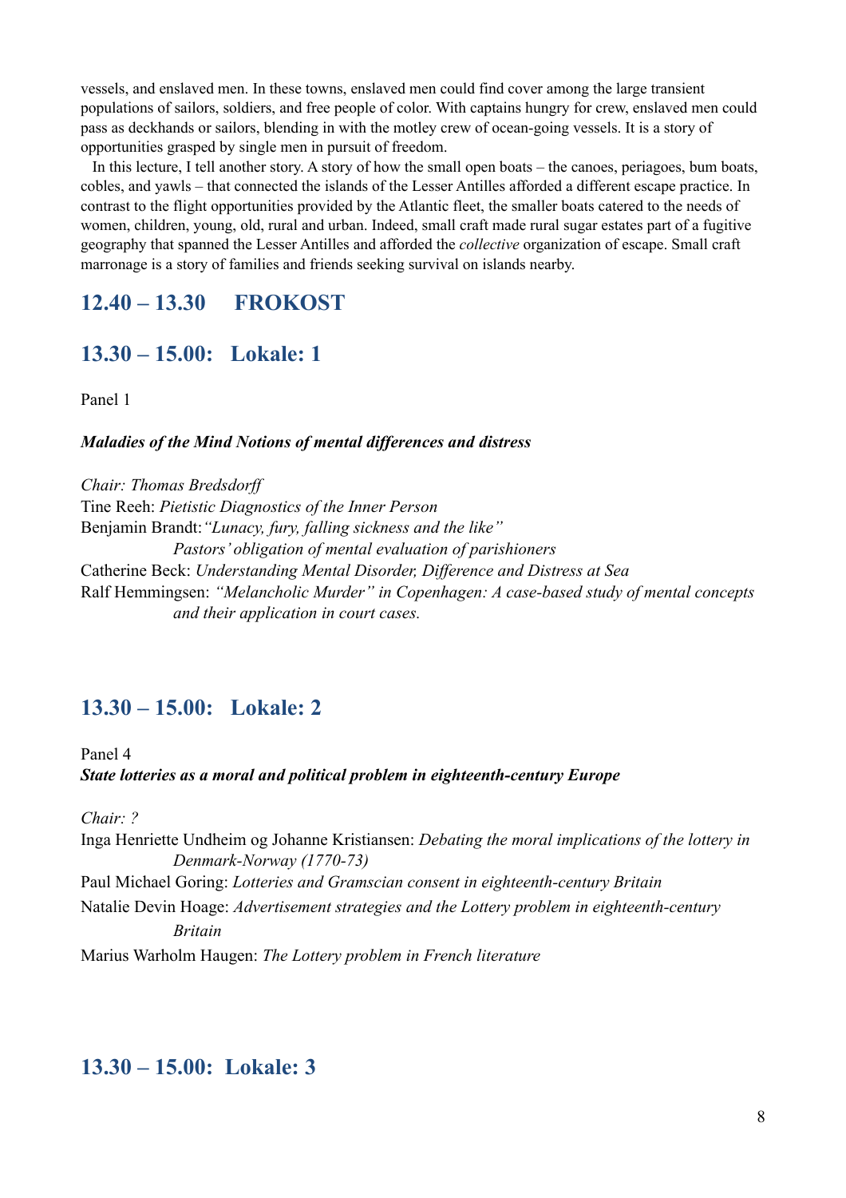vessels, and enslaved men. In these towns, enslaved men could find cover among the large transient populations of sailors, soldiers, and free people of color. With captains hungry for crew, enslaved men could pass as deckhands or sailors, blending in with the motley crew of ocean-going vessels. It is a story of opportunities grasped by single men in pursuit of freedom.

In this lecture, I tell another story. A story of how the small open boats – the canoes, periagoes, bum boats, cobles, and yawls – that connected the islands of the Lesser Antilles afforded a different escape practice. In contrast to the flight opportunities provided by the Atlantic fleet, the smaller boats catered to the needs of women, children, young, old, rural and urban. Indeed, small craft made rural sugar estates part of a fugitive geography that spanned the Lesser Antilles and afforded the *collective* organization of escape. Small craft marronage is a story of families and friends seeking survival on islands nearby.

## 12.40 – 13.30 FROKOST

## 13.30 – 15.00: Lokale: 1

Panel 1

***Maladies of the Mind Notions of mental differences and distress***

*Chair: Thomas Bredsdorff*
Tine Reeh: *Pietistic Diagnostics of the Inner Person*
Benjamin Brandt: *"Lunacy, fury, falling sickness and the like" Pastors' obligation of mental evaluation of parishioners*
Catherine Beck: *Understanding Mental Disorder, Difference and Distress at Sea*
Ralf Hemmingsen: *"Melancholic Murder" in Copenhagen: A case-based study of mental concepts and their application in court cases.*

## 13.30 – 15.00: Lokale: 2

Panel 4
***State lotteries as a moral and political problem in eighteenth-century Europe***

*Chair: ?*
Inga Henriette Undheim og Johanne Kristiansen: *Debating the moral implications of the lottery in Denmark-Norway (1770-73)*
Paul Michael Goring: *Lotteries and Gramscian consent in eighteenth-century Britain*
Natalie Devin Hoage: *Advertisement strategies and the Lottery problem in eighteenth-century Britain*
Marius Warholm Haugen: *The Lottery problem in French literature*

## 13.30 – 15.00: Lokale: 3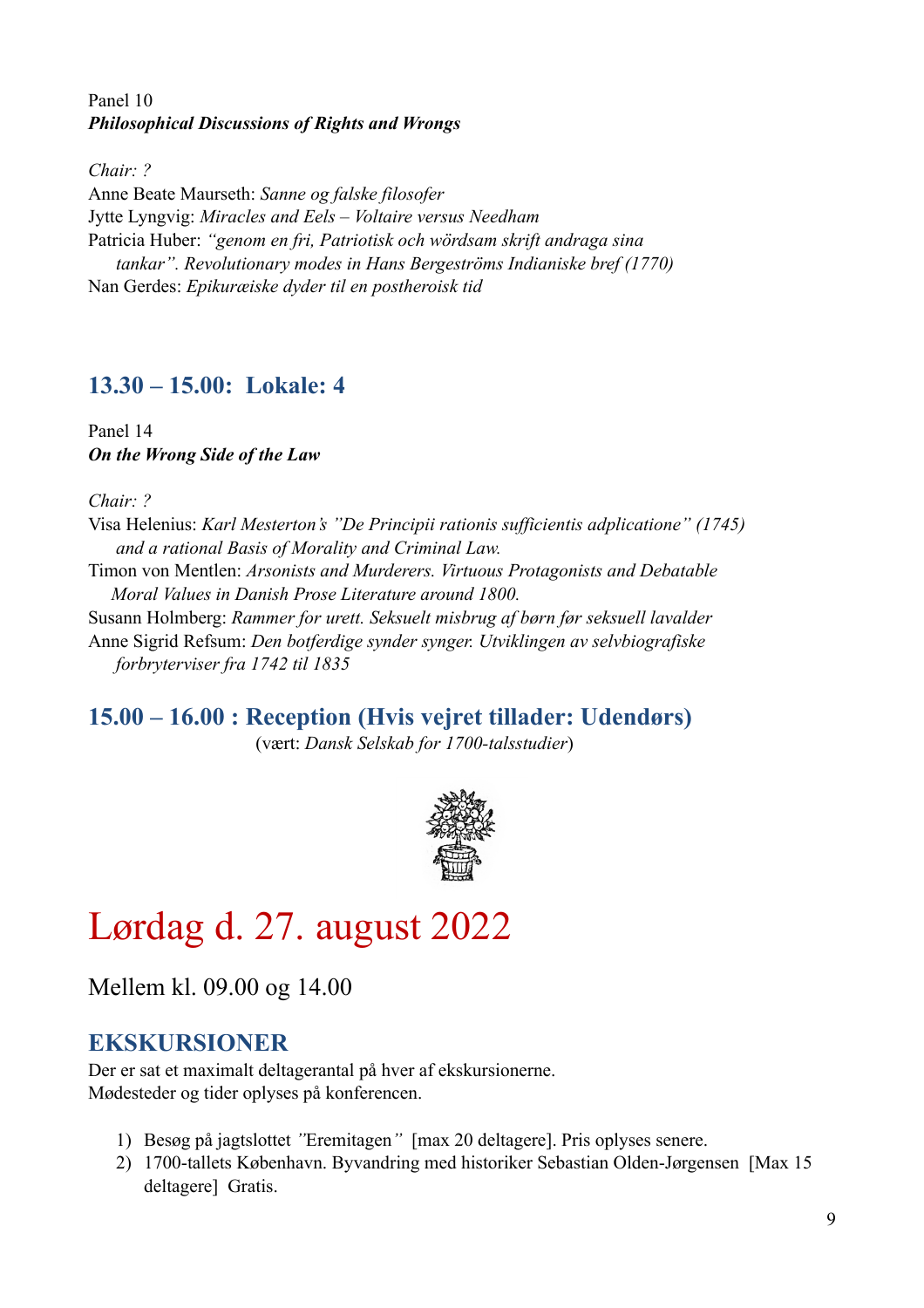Panel 10
***Philosophical Discussions of Rights and Wrongs***

*Chair: ?*
Anne Beate Maurseth: *Sanne og falske filosofer*
Jytte Lyngvig: *Miracles and Eels – Voltaire versus Needham*
Patricia Huber: *"genom en fri, Patriotisk och wördsam skrift andraga sina tankar". Revolutionary modes in Hans Bergeströms Indianiske bref (1770)*
Nan Gerdes: *Epikuræiske dyder til en postheroisk tid*

## 13.30 – 15.00: Lokale: 4

Panel 14
***On the Wrong Side of the Law***

*Chair: ?*
Visa Helenius: *Karl Mesterton's "De Principii rationis sufficientis adplicatione" (1745) and a rational Basis of Morality and Criminal Law.*
Timon von Mentlen: *Arsonists and Murderers. Virtuous Protagonists and Debatable Moral Values in Danish Prose Literature around 1800.*
Susann Holmberg: *Rammer for urett. Seksuelt misbrug af børn før seksuell lavalder*
Anne Sigrid Refsum: *Den botferdige synder synger. Utviklingen av selvbiografiske forbryterviser fra 1742 til 1835*

## 15.00 – 16.00 : Reception (Hvis vejret tillader: Udendørs)

(vært: *Dansk Selskab for 1700-talsstudier*)

# Lørdag d. 27. august 2022

Mellem kl. 09.00 og 14.00

## EKSKURSIONER

Der er sat et maximalt deltagerantal på hver af ekskursionerne.
Mødesteder og tider oplyses på konferencen.

1) Besøg på jagtslottet *"Eremitagen"* [max 20 deltagere]. Pris oplyses senere.
2) 1700-tallets København. Byvandring med historiker Sebastian Olden-Jørgensen [Max 15 deltagere] Gratis.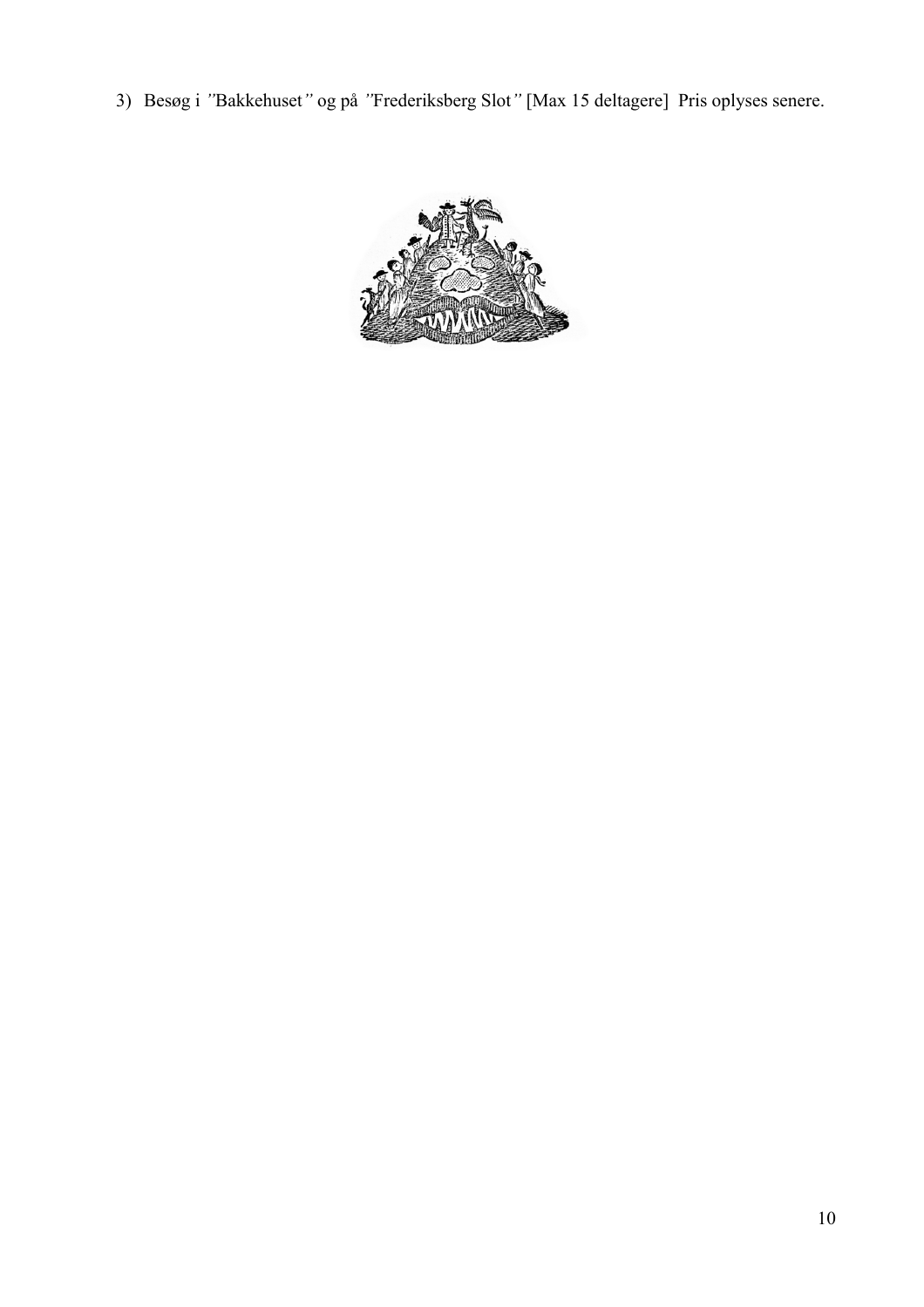3) Besøg i ”Bakkehuset” og på ”Frederiksberg Slot” [Max 15 deltagere]  Pris oplyses senere.